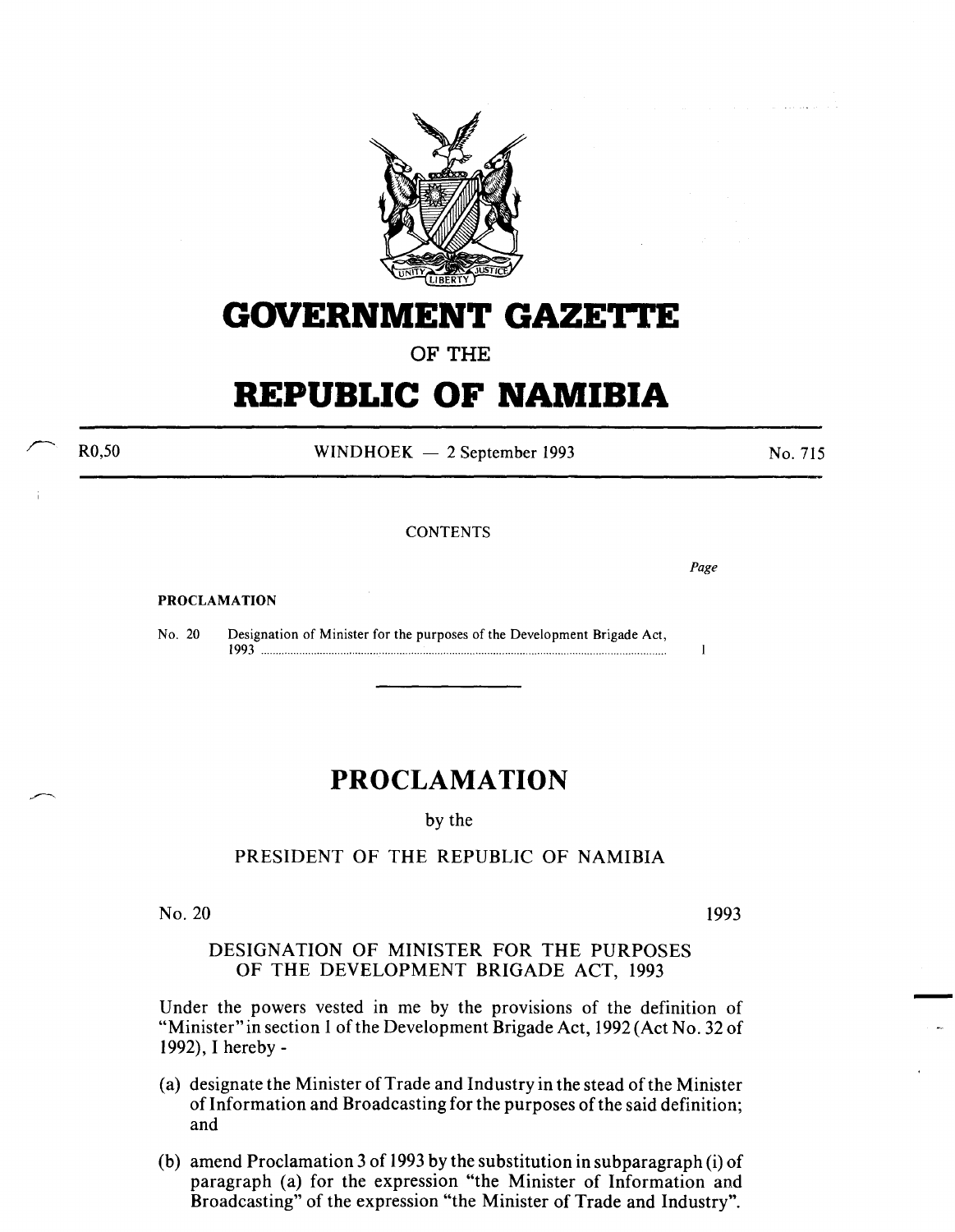# GOVERNMENT GAZETTE

## OF THE

# REPUBLIC OF NAMIBIA

R0,50 WINDHOEK — 2 September 1993 No. 715

CONTENTS

*Page*

**PROCLAMATION**

No. 20 Designation of Minister for the purposes of the Development Brigade Act, 1993 ..................................................................................................... 1

# PROCLAMATION

by the

PRESIDENT OF THE REPUBLIC OF NAMIBIA

No. 20 1993

DESIGNATION OF MINISTER FOR THE PURPOSES OF THE DEVELOPMENT BRIGADE ACT, 1993

Under the powers vested in me by the provisions of the definition of "Minister" in section 1 of the Development Brigade Act, 1992 (Act No. 32 of 1992), I hereby -

(a) designate the Minister of Trade and Industry in the stead of the Minister of Information and Broadcasting for the purposes of the said definition; and

(b) amend Proclamation 3 of 1993 by the substitution in subparagraph (i) of paragraph (a) for the expression "the Minister of Information and Broadcasting" of the expression "the Minister of Trade and Industry".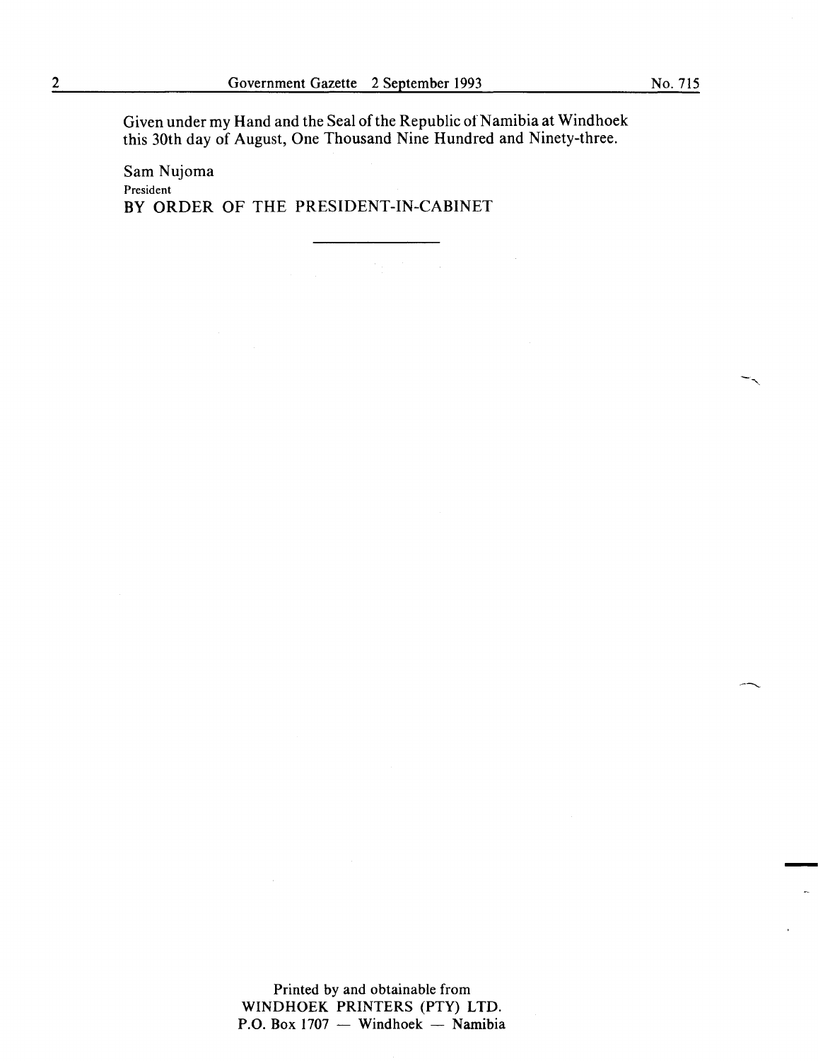Given under my Hand and the Seal of the Republic of Namibia at Windhoek this 30th day of August, One Thousand Nine Hundred and Ninety-three.

Sam Nujoma
President
BY ORDER OF THE PRESIDENT-IN-CABINET

---

Printed by and obtainable from
WINDHOEK PRINTERS (PTY) LTD.
P.O. Box 1707 — Windhoek — Namibia